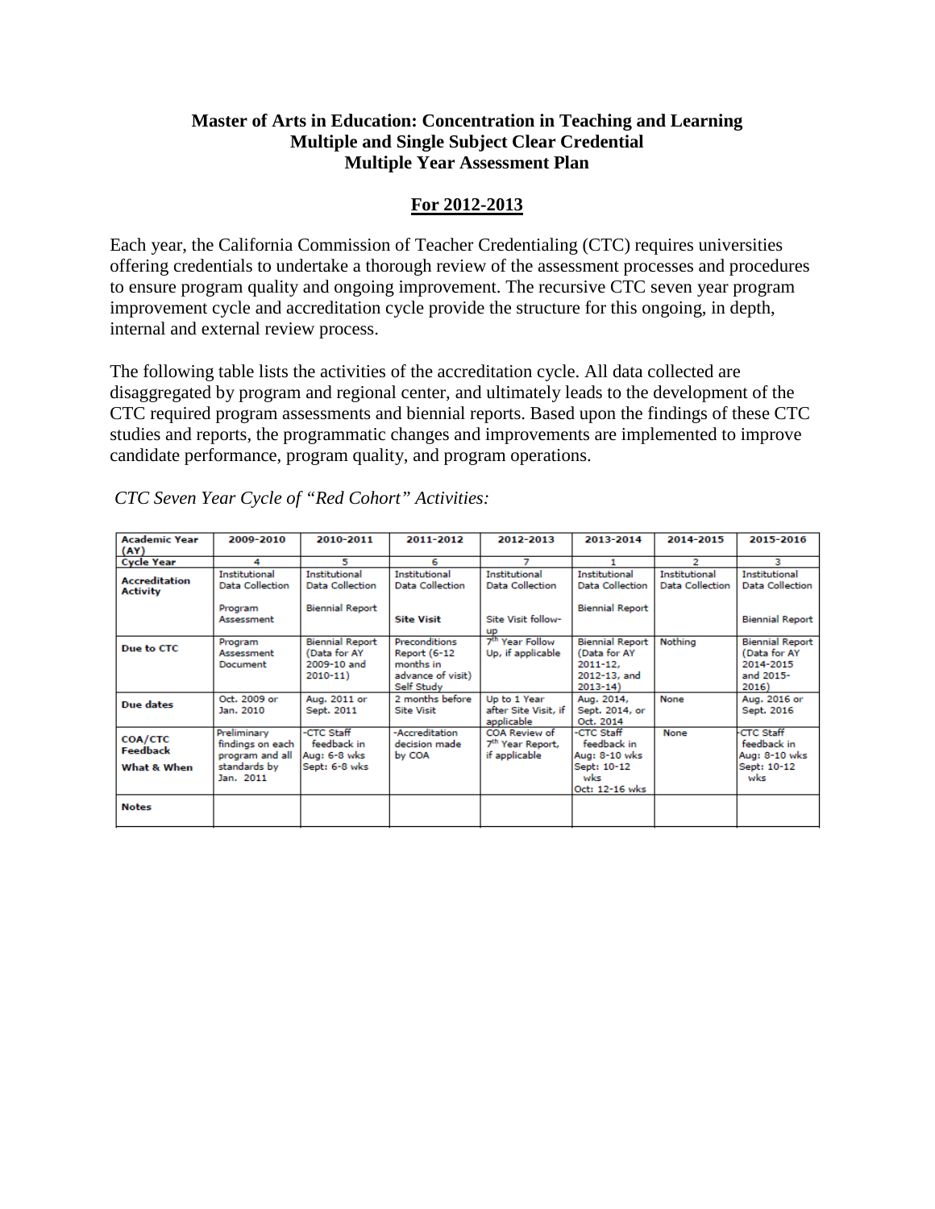**Master of Arts in Education: Concentration in Teaching and Learning**
**Multiple and Single Subject Clear Credential**
**Multiple Year Assessment Plan**

**For 2012-2013**

Each year, the California Commission of Teacher Credentialing (CTC) requires universities offering credentials to undertake a thorough review of the assessment processes and procedures to ensure program quality and ongoing improvement. The recursive CTC seven year program improvement cycle and accreditation cycle provide the structure for this ongoing, in depth, internal and external review process.

The following table lists the activities of the accreditation cycle. All data collected are disaggregated by program and regional center, and ultimately leads to the development of the CTC required program assessments and biennial reports. Based upon the findings of these CTC studies and reports, the programmatic changes and improvements are implemented to improve candidate performance, program quality, and program operations.

*CTC Seven Year Cycle of "Red Cohort" Activities:*

| Academic Year (AY) | 2009-2010 | 2010-2011 | 2011-2012 | 2012-2013 | 2013-2014 | 2014-2015 | 2015-2016 |
|---|---|---|---|---|---|---|---|
| Cycle Year | 4 | 5 | 6 | 7 | 1 | 2 | 3 |
| Accreditation Activity | Institutional Data Collection<br><br>Program Assessment | Institutional Data Collection<br><br>Biennial Report | Institutional Data Collection<br><br>**Site Visit** | Institutional Data Collection<br><br>Site Visit follow-up | Institutional Data Collection<br><br>Biennial Report | Institutional Data Collection | Institutional Data Collection<br><br>Biennial Report |
| Due to CTC | Program Assessment Document | Biennial Report (Data for AY 2009-10 and 2010-11) | Preconditions Report (6-12 months in advance of visit) Self Study | 7th Year Follow Up, if applicable | Biennial Report (Data for AY 2011-12, 2012-13, and 2013-14) | Nothing | Biennial Report (Data for AY 2014-2015 and 2015-2016) |
| Due dates | Oct. 2009 or Jan. 2010 | Aug. 2011 or Sept. 2011 | 2 months before Site Visit | Up to 1 Year after Site Visit, if applicable | Aug. 2014, Sept. 2014, or Oct. 2014 | None | Aug. 2016 or Sept. 2016 |
| COA/CTC Feedback<br>What & When | Preliminary findings on each program and all standards by Jan. 2011 | -CTC Staff feedback in Aug: 6-8 wks Sept: 6-8 wks | -Accreditation decision made by COA | COA Review of 7th Year Report, if applicable | -CTC Staff feedback in Aug: 8-10 wks Sept: 10-12 wks Oct: 12-16 wks | None | -CTC Staff feedback in Aug: 8-10 wks Sept: 10-12 wks |
| Notes | | | | | | | |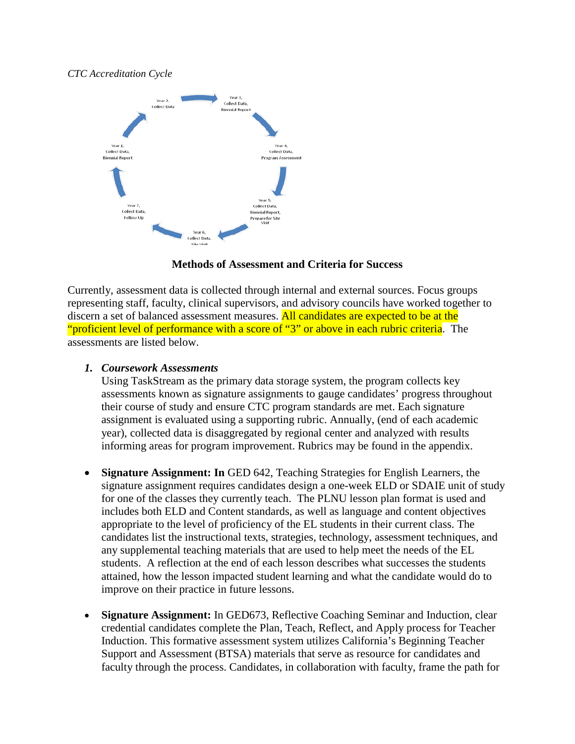*CTC Accreditation Cycle*

Year 1, Collect Data, Biennial Report

Year 2, Collect Data

Year 3, Collect Data, Biennial Report

Year 4, Collect Data, Program Assessment

Year 5, Collect Data, Biennial Report, Prepare for Site Visit

Year 6, Collect Data, Site Visit

Year 7, Collect Data, Follow-Up

**Methods of Assessment and Criteria for Success**

Currently, assessment data is collected through internal and external sources. Focus groups representing staff, faculty, clinical supervisors, and advisory councils have worked together to discern a set of balanced assessment measures. All candidates are expected to be at the "proficient level of performance with a score of "3" or above in each rubric criteria. The assessments are listed below.

1. ***Coursework Assessments***
   Using TaskStream as the primary data storage system, the program collects key assessments known as signature assignments to gauge candidates' progress throughout their course of study and ensure CTC program standards are met. Each signature assignment is evaluated using a supporting rubric. Annually, (end of each academic year), collected data is disaggregated by regional center and analyzed with results informing areas for program improvement. Rubrics may be found in the appendix.

- **Signature Assignment: In** GED 642, Teaching Strategies for English Learners, the signature assignment requires candidates design a one-week ELD or SDAIE unit of study for one of the classes they currently teach. The PLNU lesson plan format is used and includes both ELD and Content standards, as well as language and content objectives appropriate to the level of proficiency of the EL students in their current class. The candidates list the instructional texts, strategies, technology, assessment techniques, and any supplemental teaching materials that are used to help meet the needs of the EL students. A reflection at the end of each lesson describes what successes the students attained, how the lesson impacted student learning and what the candidate would do to improve on their practice in future lessons.

- **Signature Assignment:** In GED673, Reflective Coaching Seminar and Induction, clear credential candidates complete the Plan, Teach, Reflect, and Apply process for Teacher Induction. This formative assessment system utilizes California's Beginning Teacher Support and Assessment (BTSA) materials that serve as resource for candidates and faculty through the process. Candidates, in collaboration with faculty, frame the path for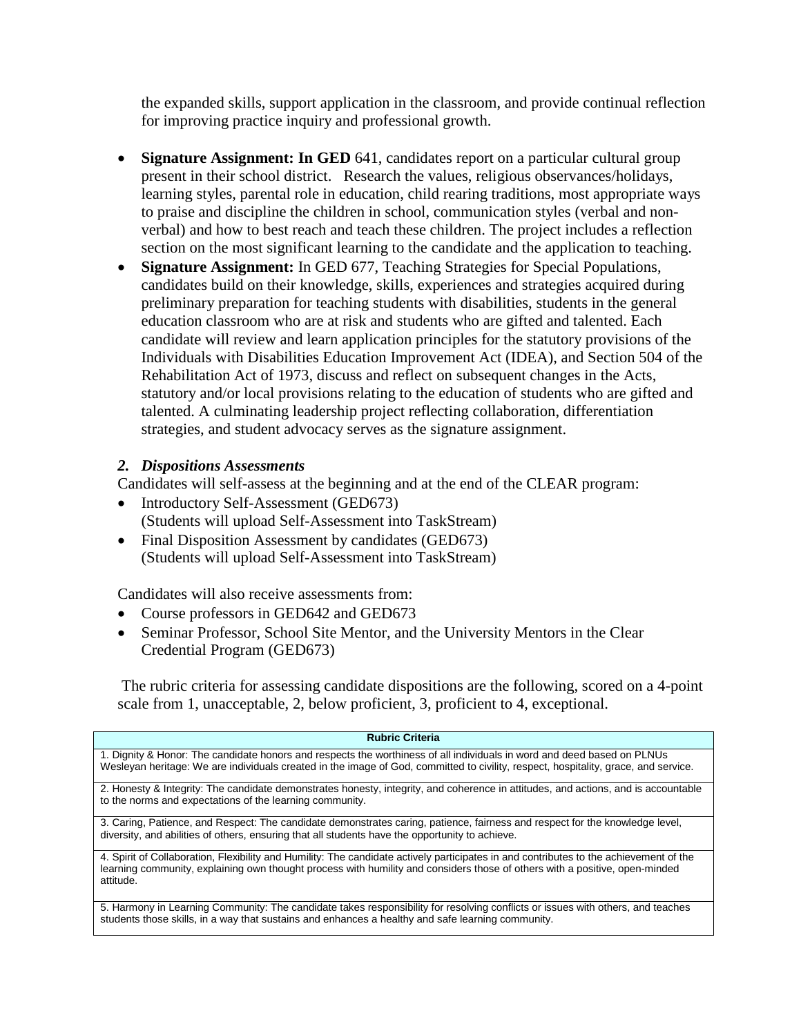the expanded skills, support application in the classroom, and provide continual reflection for improving practice inquiry and professional growth.

- **Signature Assignment: In GED** 641, candidates report on a particular cultural group present in their school district. Research the values, religious observances/holidays, learning styles, parental role in education, child rearing traditions, most appropriate ways to praise and discipline the children in school, communication styles (verbal and non-verbal) and how to best reach and teach these children. The project includes a reflection section on the most significant learning to the candidate and the application to teaching.
- **Signature Assignment:** In GED 677, Teaching Strategies for Special Populations, candidates build on their knowledge, skills, experiences and strategies acquired during preliminary preparation for teaching students with disabilities, students in the general education classroom who are at risk and students who are gifted and talented. Each candidate will review and learn application principles for the statutory provisions of the Individuals with Disabilities Education Improvement Act (IDEA), and Section 504 of the Rehabilitation Act of 1973, discuss and reflect on subsequent changes in the Acts, statutory and/or local provisions relating to the education of students who are gifted and talented. A culminating leadership project reflecting collaboration, differentiation strategies, and student advocacy serves as the signature assignment.

### *2. Dispositions Assessments*

Candidates will self-assess at the beginning and at the end of the CLEAR program:

- Introductory Self-Assessment (GED673)
  (Students will upload Self-Assessment into TaskStream)
- Final Disposition Assessment by candidates (GED673)
  (Students will upload Self-Assessment into TaskStream)

Candidates will also receive assessments from:

- Course professors in GED642 and GED673
- Seminar Professor, School Site Mentor, and the University Mentors in the Clear Credential Program (GED673)

The rubric criteria for assessing candidate dispositions are the following, scored on a 4-point scale from 1, unacceptable, 2, below proficient, 3, proficient to 4, exceptional.

| Rubric Criteria |
| --- |
| 1. Dignity & Honor: The candidate honors and respects the worthiness of all individuals in word and deed based on PLNUs Wesleyan heritage: We are individuals created in the image of God, committed to civility, respect, hospitality, grace, and service. |
| 2. Honesty & Integrity: The candidate demonstrates honesty, integrity, and coherence in attitudes, and actions, and is accountable to the norms and expectations of the learning community. |
| 3. Caring, Patience, and Respect: The candidate demonstrates caring, patience, fairness and respect for the knowledge level, diversity, and abilities of others, ensuring that all students have the opportunity to achieve. |
| 4. Spirit of Collaboration, Flexibility and Humility: The candidate actively participates in and contributes to the achievement of the learning community, explaining own thought process with humility and considers those of others with a positive, open-minded attitude. |
| 5. Harmony in Learning Community: The candidate takes responsibility for resolving conflicts or issues with others, and teaches students those skills, in a way that sustains and enhances a healthy and safe learning community. |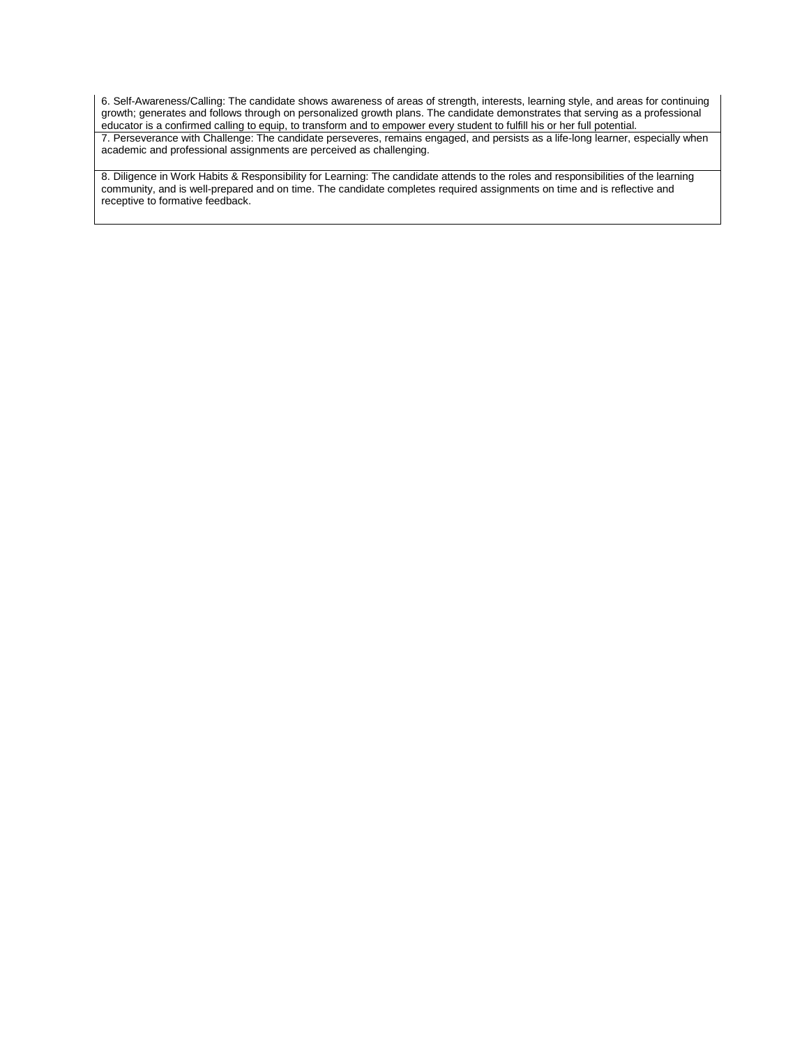| |
|---|
| 6. Self-Awareness/Calling: The candidate shows awareness of areas of strength, interests, learning style, and areas for continuing growth; generates and follows through on personalized growth plans. The candidate demonstrates that serving as a professional educator is a confirmed calling to equip, to transform and to empower every student to fulfill his or her full potential. |
| 7. Perseverance with Challenge: The candidate perseveres, remains engaged, and persists as a life-long learner, especially when academic and professional assignments are perceived as challenging. |
| 8. Diligence in Work Habits & Responsibility for Learning: The candidate attends to the roles and responsibilities of the learning community, and is well-prepared and on time. The candidate completes required assignments on time and is reflective and receptive to formative feedback. |